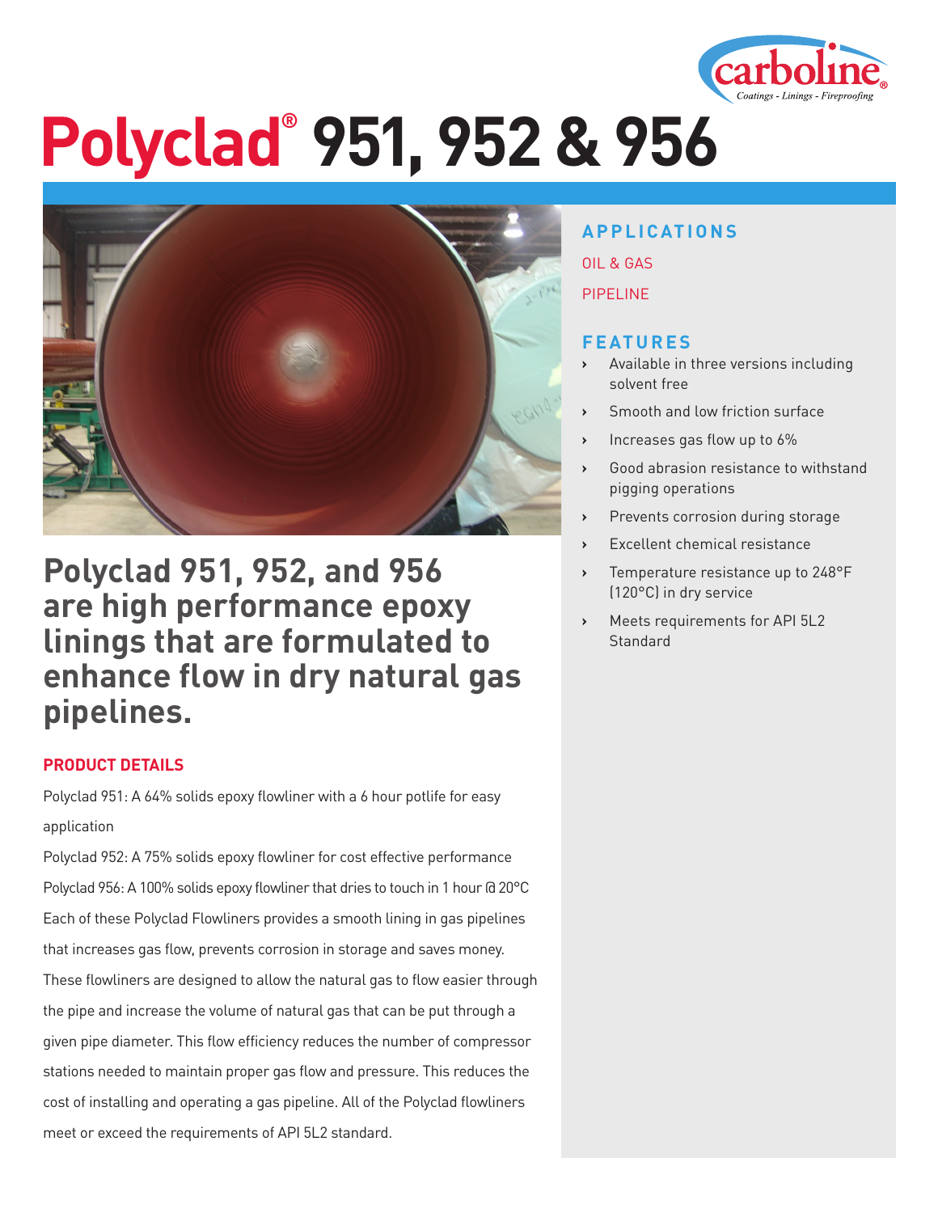# Polyclad® 951, 952 & 956

## Polyclad 951, 952, and 956 are high performance epoxy linings that are formulated to enhance flow in dry natural gas pipelines.

### PRODUCT DETAILS

Polyclad 951: A 64% solids epoxy flowliner with a 6 hour potlife for easy application

Polyclad 952: A 75% solids epoxy flowliner for cost effective performance

Polyclad 956: A 100% solids epoxy flowliner that dries to touch in 1 hour @ 20°C

Each of these Polyclad Flowliners provides a smooth lining in gas pipelines that increases gas flow, prevents corrosion in storage and saves money. These flowliners are designed to allow the natural gas to flow easier through the pipe and increase the volume of natural gas that can be put through a given pipe diameter. This flow efficiency reduces the number of compressor stations needed to maintain proper gas flow and pressure. This reduces the cost of installing and operating a gas pipeline. All of the Polyclad flowliners meet or exceed the requirements of API 5L2 standard.

### APPLICATIONS

OIL & GAS

PIPELINE

### FEATURES

- Available in three versions including solvent free
- Smooth and low friction surface
- Increases gas flow up to 6%
- Good abrasion resistance to withstand pigging operations
- Prevents corrosion during storage
- Excellent chemical resistance
- Temperature resistance up to 248°F (120°C) in dry service
- Meets requirements for API 5L2 Standard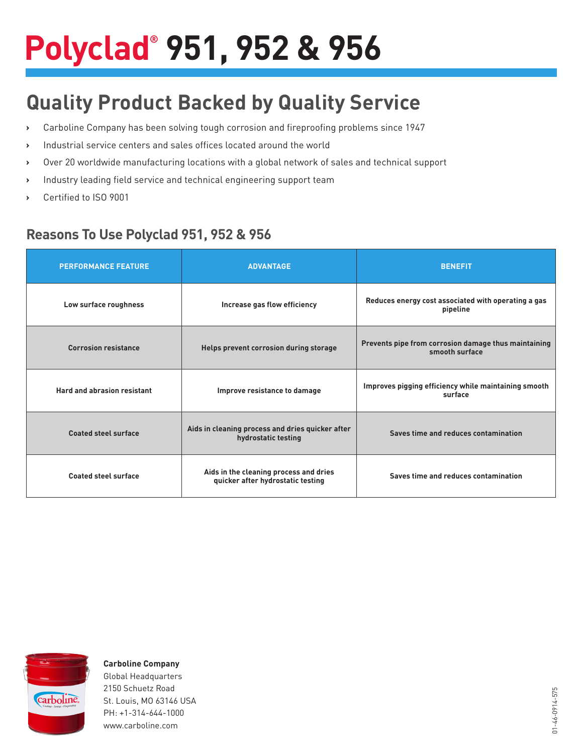# Polyclad® 951, 952 & 956

## Quality Product Backed by Quality Service

- Carboline Company has been solving tough corrosion and fireproofing problems since 1947
- Industrial service centers and sales offices located around the world
- Over 20 worldwide manufacturing locations with a global network of sales and technical support
- Industry leading field service and technical engineering support team
- Certified to ISO 9001

### Reasons To Use Polyclad 951, 952 & 956

| PERFORMANCE FEATURE | ADVANTAGE | BENEFIT |
|---|---|---|
| Low surface roughness | Increase gas flow efficiency | Reduces energy cost associated with operating a gas pipeline |
| Corrosion resistance | Helps prevent corrosion during storage | Prevents pipe from corrosion damage thus maintaining smooth surface |
| Hard and abrasion resistant | Improve resistance to damage | Improves pigging efficiency while maintaining smooth surface |
| Coated steel surface | Aids in cleaning process and dries quicker after hydrostatic testing | Saves time and reduces contamination |
| Coated steel surface | Aids in the cleaning process and dries quicker after hydrostatic testing | Saves time and reduces contamination |

**Carboline Company**
Global Headquarters
2150 Schuetz Road
St. Louis, MO 63146 USA
PH: +1-314-644-1000
www.carboline.com

01-46-0914-575